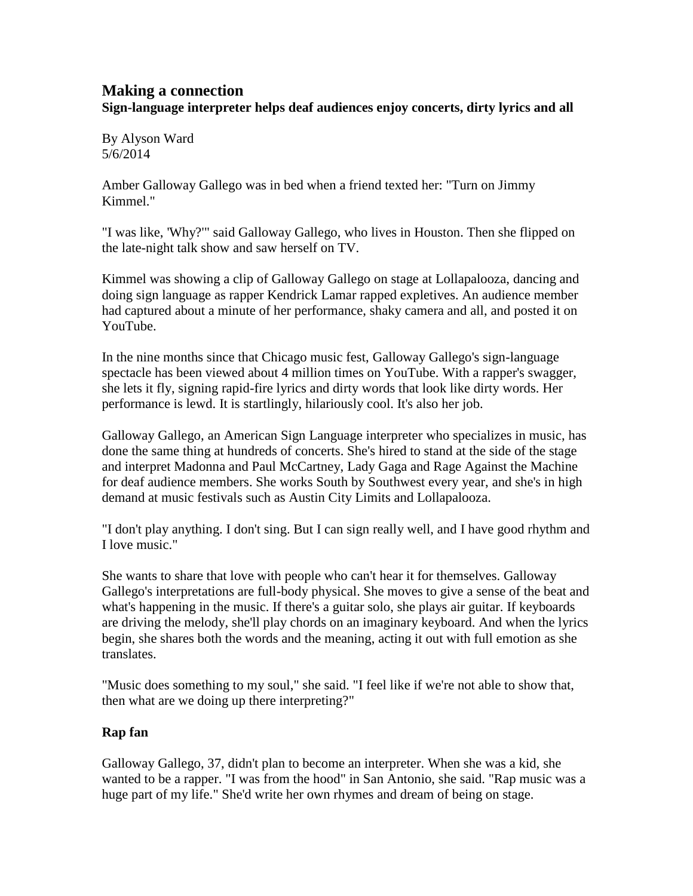# Making a connection

**Sign-language interpreter helps deaf audiences enjoy concerts, dirty lyrics and all**

By Alyson Ward
5/6/2014

Amber Galloway Gallego was in bed when a friend texted her: "Turn on Jimmy Kimmel."

"I was like, 'Why?'" said Galloway Gallego, who lives in Houston. Then she flipped on the late-night talk show and saw herself on TV.

Kimmel was showing a clip of Galloway Gallego on stage at Lollapalooza, dancing and doing sign language as rapper Kendrick Lamar rapped expletives. An audience member had captured about a minute of her performance, shaky camera and all, and posted it on YouTube.

In the nine months since that Chicago music fest, Galloway Gallego's sign-language spectacle has been viewed about 4 million times on YouTube. With a rapper's swagger, she lets it fly, signing rapid-fire lyrics and dirty words that look like dirty words. Her performance is lewd. It is startlingly, hilariously cool. It's also her job.

Galloway Gallego, an American Sign Language interpreter who specializes in music, has done the same thing at hundreds of concerts. She's hired to stand at the side of the stage and interpret Madonna and Paul McCartney, Lady Gaga and Rage Against the Machine for deaf audience members. She works South by Southwest every year, and she's in high demand at music festivals such as Austin City Limits and Lollapalooza.

"I don't play anything. I don't sing. But I can sign really well, and I have good rhythm and I love music."

She wants to share that love with people who can't hear it for themselves. Galloway Gallego's interpretations are full-body physical. She moves to give a sense of the beat and what's happening in the music. If there's a guitar solo, she plays air guitar. If keyboards are driving the melody, she'll play chords on an imaginary keyboard. And when the lyrics begin, she shares both the words and the meaning, acting it out with full emotion as she translates.

"Music does something to my soul," she said. "I feel like if we're not able to show that, then what are we doing up there interpreting?"

## Rap fan

Galloway Gallego, 37, didn't plan to become an interpreter. When she was a kid, she wanted to be a rapper. "I was from the hood" in San Antonio, she said. "Rap music was a huge part of my life." She'd write her own rhymes and dream of being on stage.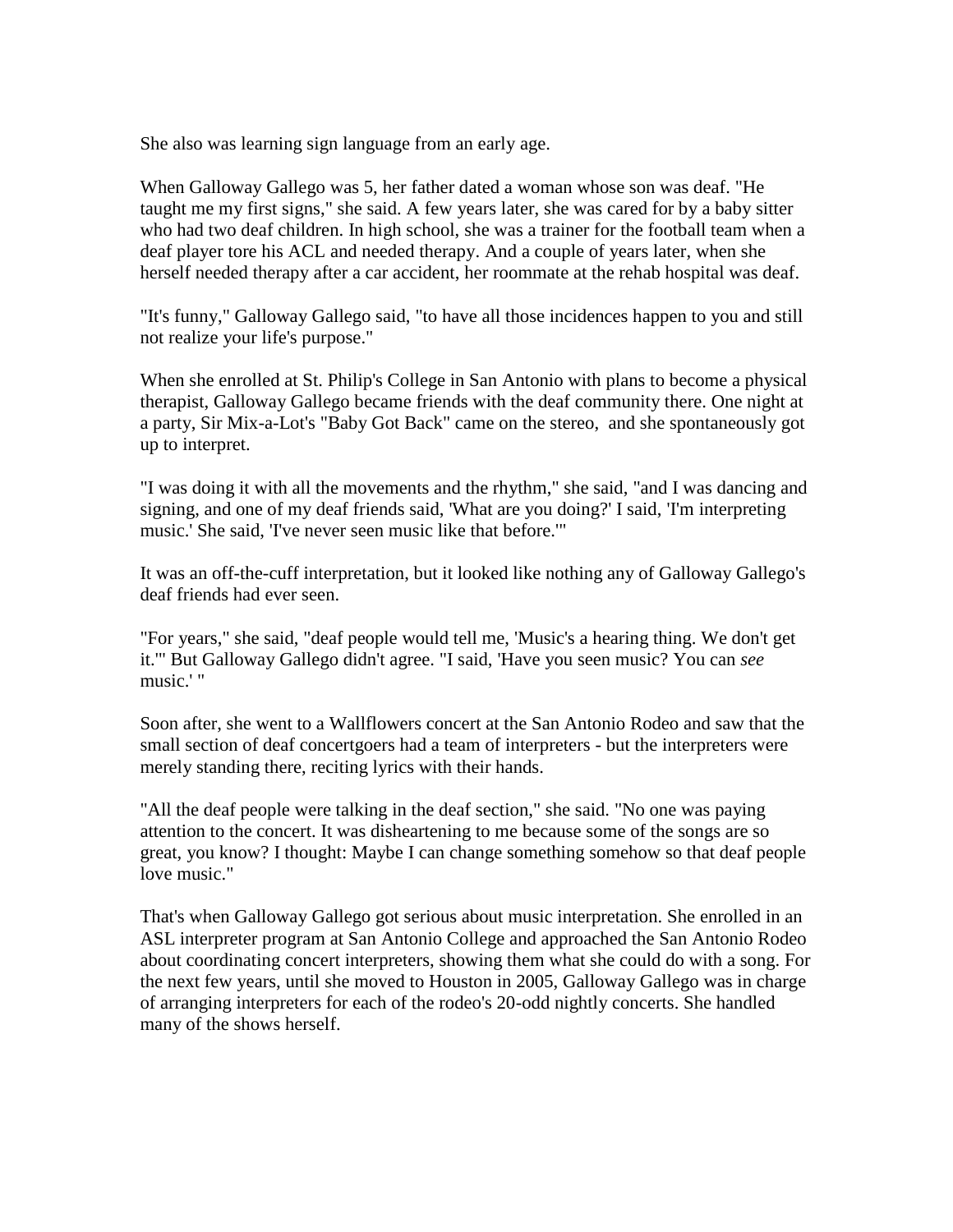She also was learning sign language from an early age.

When Galloway Gallego was 5, her father dated a woman whose son was deaf. "He taught me my first signs," she said. A few years later, she was cared for by a baby sitter who had two deaf children. In high school, she was a trainer for the football team when a deaf player tore his ACL and needed therapy. And a couple of years later, when she herself needed therapy after a car accident, her roommate at the rehab hospital was deaf.

"It's funny," Galloway Gallego said, "to have all those incidences happen to you and still not realize your life's purpose."

When she enrolled at St. Philip's College in San Antonio with plans to become a physical therapist, Galloway Gallego became friends with the deaf community there. One night at a party, Sir Mix-a-Lot's "Baby Got Back" came on the stereo, and she spontaneously got up to interpret.

"I was doing it with all the movements and the rhythm," she said, "and I was dancing and signing, and one of my deaf friends said, 'What are you doing?' I said, 'I'm interpreting music.' She said, 'I've never seen music like that before.'"

It was an off-the-cuff interpretation, but it looked like nothing any of Galloway Gallego's deaf friends had ever seen.

"For years," she said, "deaf people would tell me, 'Music's a hearing thing. We don't get it.'" But Galloway Gallego didn't agree. "I said, 'Have you seen music? You can *see* music.' "

Soon after, she went to a Wallflowers concert at the San Antonio Rodeo and saw that the small section of deaf concertgoers had a team of interpreters - but the interpreters were merely standing there, reciting lyrics with their hands.

"All the deaf people were talking in the deaf section," she said. "No one was paying attention to the concert. It was disheartening to me because some of the songs are so great, you know? I thought: Maybe I can change something somehow so that deaf people love music."

That's when Galloway Gallego got serious about music interpretation. She enrolled in an ASL interpreter program at San Antonio College and approached the San Antonio Rodeo about coordinating concert interpreters, showing them what she could do with a song. For the next few years, until she moved to Houston in 2005, Galloway Gallego was in charge of arranging interpreters for each of the rodeo's 20-odd nightly concerts. She handled many of the shows herself.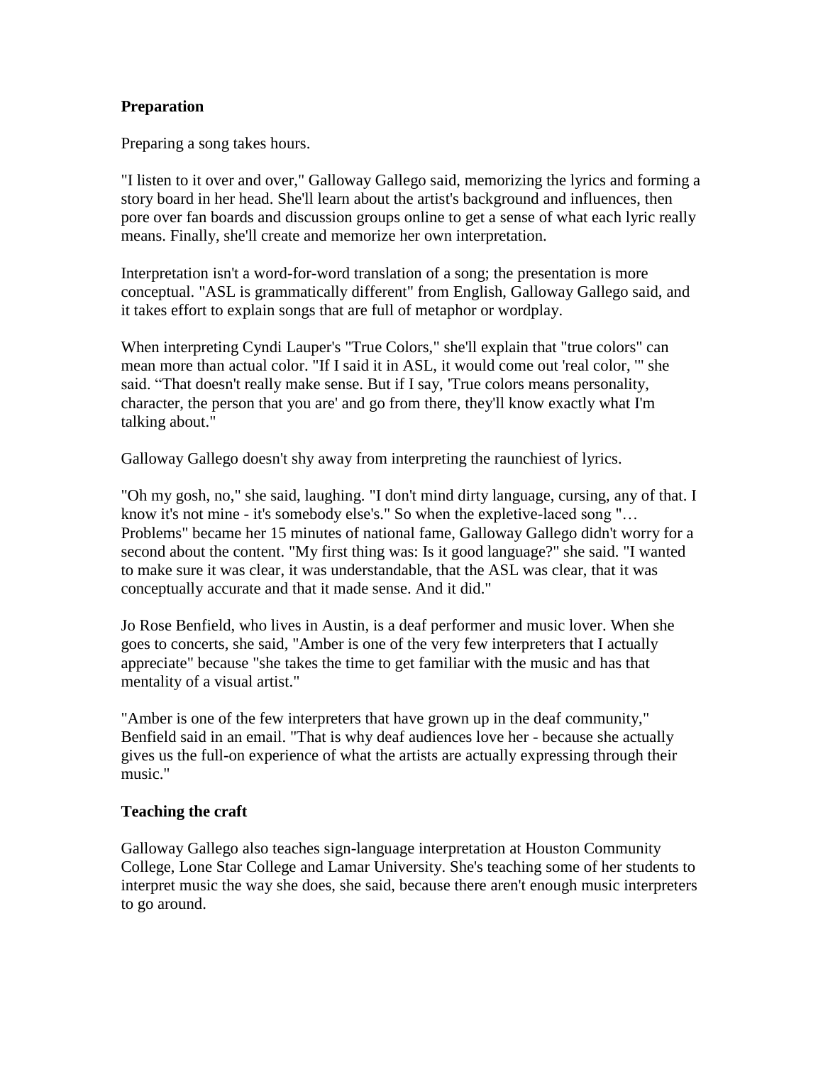**Preparation**

Preparing a song takes hours.

"I listen to it over and over," Galloway Gallego said, memorizing the lyrics and forming a story board in her head. She'll learn about the artist's background and influences, then pore over fan boards and discussion groups online to get a sense of what each lyric really means. Finally, she'll create and memorize her own interpretation.

Interpretation isn't a word-for-word translation of a song; the presentation is more conceptual. "ASL is grammatically different" from English, Galloway Gallego said, and it takes effort to explain songs that are full of metaphor or wordplay.

When interpreting Cyndi Lauper's "True Colors," she'll explain that "true colors" can mean more than actual color. "If I said it in ASL, it would come out 'real color, '" she said. "That doesn't really make sense. But if I say, 'True colors means personality, character, the person that you are' and go from there, they'll know exactly what I'm talking about."

Galloway Gallego doesn't shy away from interpreting the raunchiest of lyrics.

"Oh my gosh, no," she said, laughing. "I don't mind dirty language, cursing, any of that. I know it's not mine - it's somebody else's." So when the expletive-laced song "… Problems" became her 15 minutes of national fame, Galloway Gallego didn't worry for a second about the content. "My first thing was: Is it good language?" she said. "I wanted to make sure it was clear, it was understandable, that the ASL was clear, that it was conceptually accurate and that it made sense. And it did."

Jo Rose Benfield, who lives in Austin, is a deaf performer and music lover. When she goes to concerts, she said, "Amber is one of the very few interpreters that I actually appreciate" because "she takes the time to get familiar with the music and has that mentality of a visual artist."

"Amber is one of the few interpreters that have grown up in the deaf community," Benfield said in an email. "That is why deaf audiences love her - because she actually gives us the full-on experience of what the artists are actually expressing through their music."

**Teaching the craft**

Galloway Gallego also teaches sign-language interpretation at Houston Community College, Lone Star College and Lamar University. She's teaching some of her students to interpret music the way she does, she said, because there aren't enough music interpreters to go around.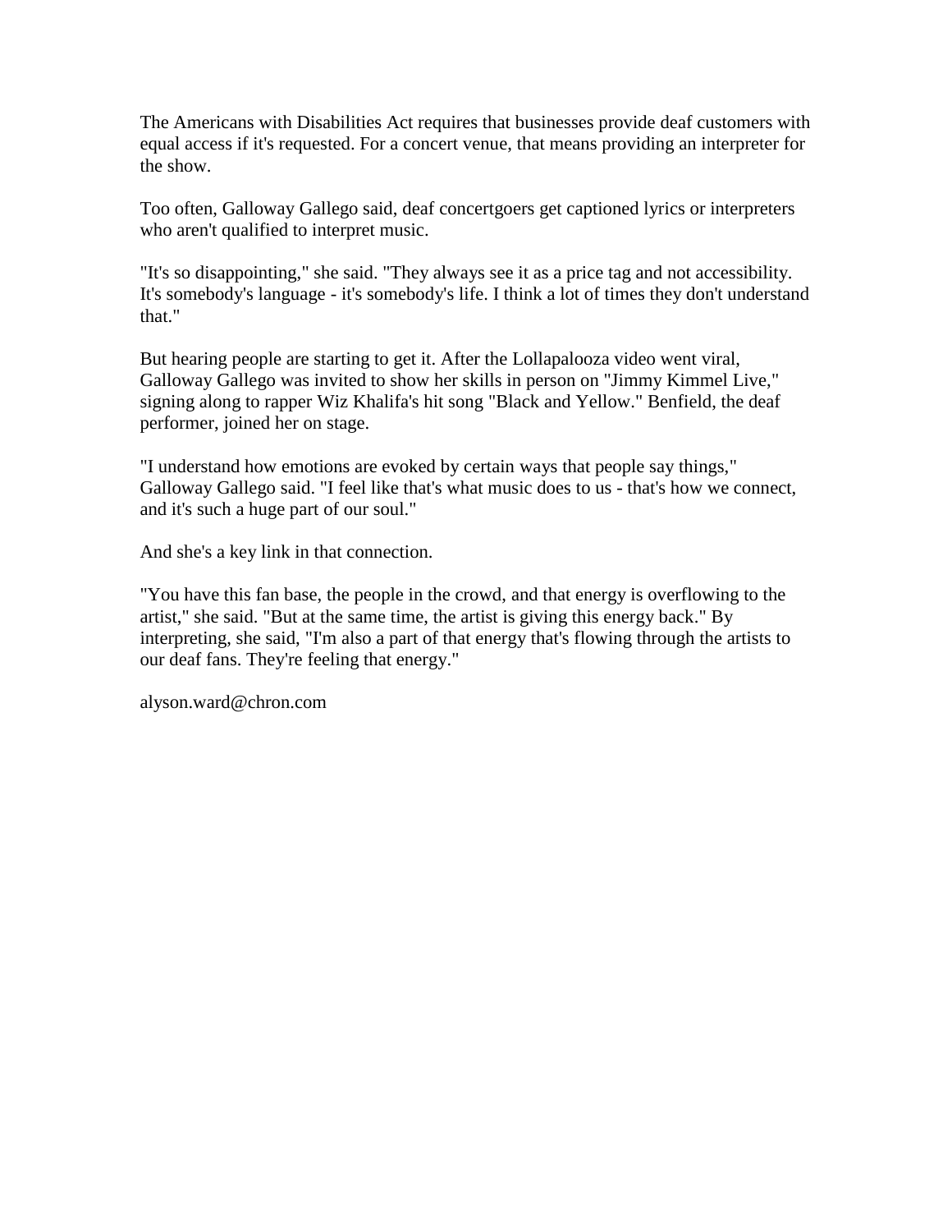The Americans with Disabilities Act requires that businesses provide deaf customers with equal access if it's requested. For a concert venue, that means providing an interpreter for the show.

Too often, Galloway Gallego said, deaf concertgoers get captioned lyrics or interpreters who aren't qualified to interpret music.

"It's so disappointing," she said. "They always see it as a price tag and not accessibility. It's somebody's language - it's somebody's life. I think a lot of times they don't understand that."

But hearing people are starting to get it. After the Lollapalooza video went viral, Galloway Gallego was invited to show her skills in person on "Jimmy Kimmel Live," signing along to rapper Wiz Khalifa's hit song "Black and Yellow." Benfield, the deaf performer, joined her on stage.

"I understand how emotions are evoked by certain ways that people say things," Galloway Gallego said. "I feel like that's what music does to us - that's how we connect, and it's such a huge part of our soul."

And she's a key link in that connection.

"You have this fan base, the people in the crowd, and that energy is overflowing to the artist," she said. "But at the same time, the artist is giving this energy back." By interpreting, she said, "I'm also a part of that energy that's flowing through the artists to our deaf fans. They're feeling that energy."

alyson.ward@chron.com